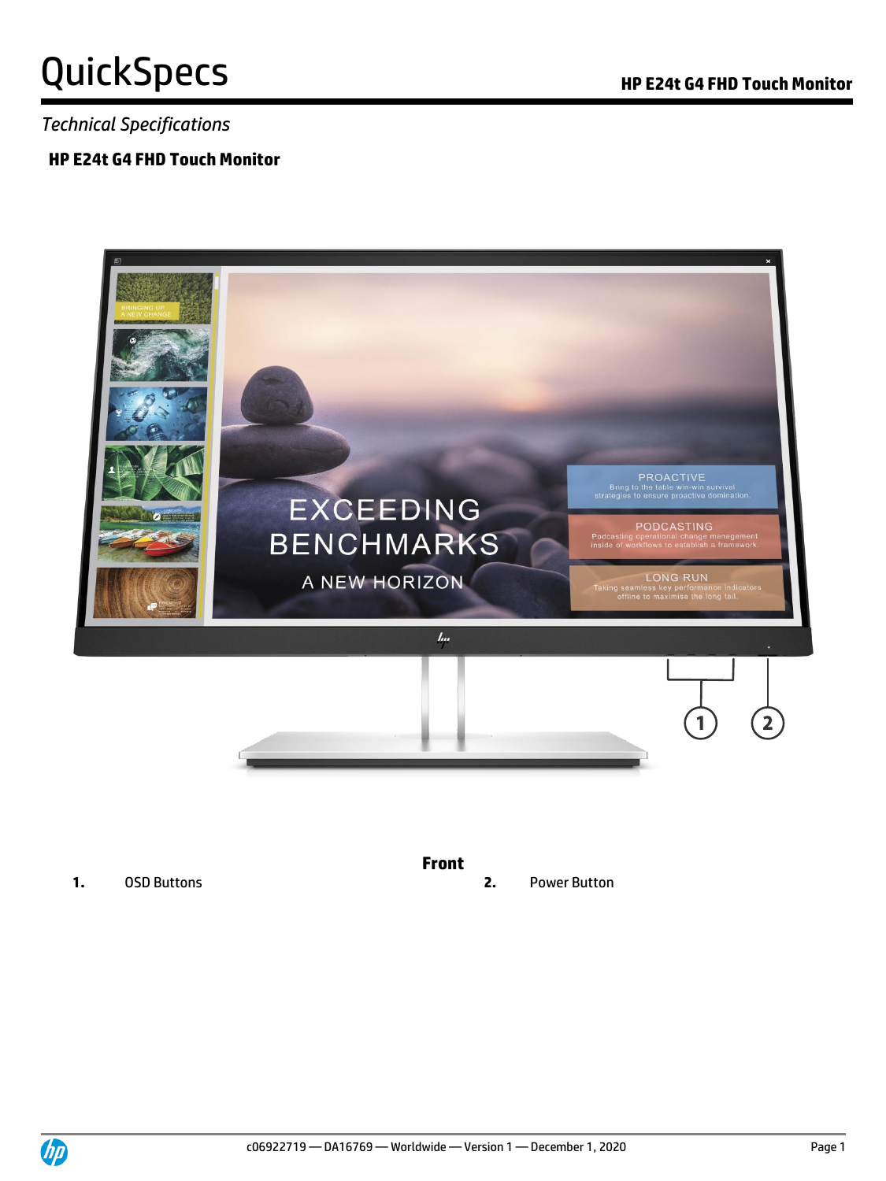# QuickSpecs

*Technical Specifications*

## HP E24t G4 FHD Touch Monitor

**Front**

1. OSD Buttons
2. Power Button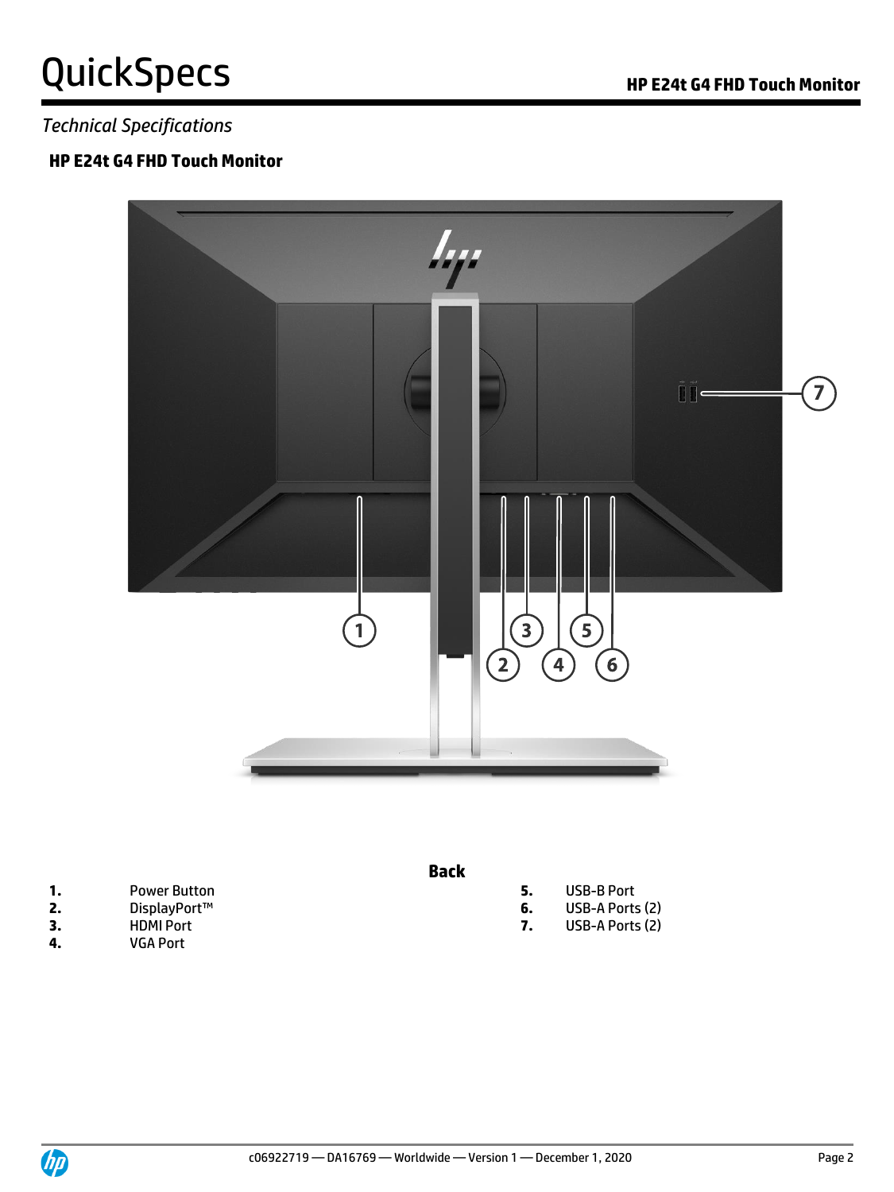*Technical Specifications*

## HP E24t G4 FHD Touch Monitor

### Back

1. Power Button
2. DisplayPort™
3. HDMI Port
4. VGA Port
5. USB-B Port
6. USB-A Ports (2)
7. USB-A Ports (2)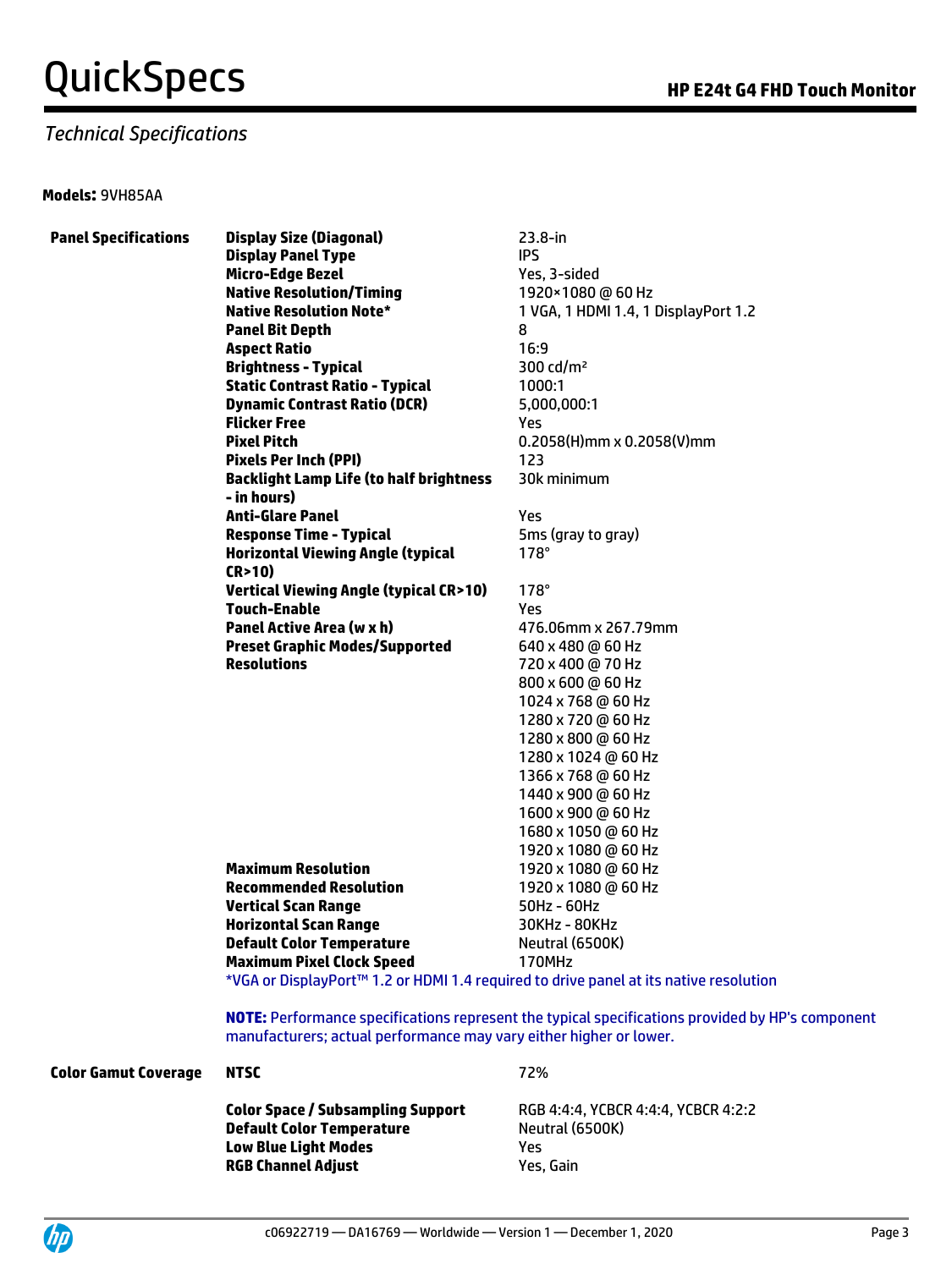## Technical Specifications

**Models:** 9VH85AA

| | | |
|---|---|---|
| **Panel Specifications** | **Display Size (Diagonal)** | 23.8-in |
| | **Display Panel Type** | IPS |
| | **Micro-Edge Bezel** | Yes, 3-sided |
| | **Native Resolution/Timing** | 1920×1080 @ 60 Hz |
| | **Native Resolution Note*** | 1 VGA, 1 HDMI 1.4, 1 DisplayPort 1.2 |
| | **Panel Bit Depth** | 8 |
| | **Aspect Ratio** | 16:9 |
| | **Brightness - Typical** | 300 cd/m² |
| | **Static Contrast Ratio - Typical** | 1000:1 |
| | **Dynamic Contrast Ratio (DCR)** | 5,000,000:1 |
| | **Flicker Free** | Yes |
| | **Pixel Pitch** | 0.2058(H)mm x 0.2058(V)mm |
| | **Pixels Per Inch (PPI)** | 123 |
| | **Backlight Lamp Life (to half brightness - in hours)** | 30k minimum |
| | **Anti-Glare Panel** | Yes |
| | **Response Time - Typical** | 5ms (gray to gray) |
| | **Horizontal Viewing Angle (typical CR>10)** | 178° |
| | **Vertical Viewing Angle (typical CR>10)** | 178° |
| | **Touch-Enable** | Yes |
| | **Panel Active Area (w x h)** | 476.06mm x 267.79mm |
| | **Preset Graphic Modes/Supported Resolutions** | 640 x 480 @ 60 Hz<br>720 x 400 @ 70 Hz<br>800 x 600 @ 60 Hz<br>1024 x 768 @ 60 Hz<br>1280 x 720 @ 60 Hz<br>1280 x 800 @ 60 Hz<br>1280 x 1024 @ 60 Hz<br>1366 x 768 @ 60 Hz<br>1440 x 900 @ 60 Hz<br>1600 x 900 @ 60 Hz<br>1680 x 1050 @ 60 Hz<br>1920 x 1080 @ 60 Hz |
| | **Maximum Resolution** | 1920 x 1080 @ 60 Hz |
| | **Recommended Resolution** | 1920 x 1080 @ 60 Hz |
| | **Vertical Scan Range** | 50Hz - 60Hz |
| | **Horizontal Scan Range** | 30KHz - 80KHz |
| | **Default Color Temperature** | Neutral (6500K) |
| | **Maximum Pixel Clock Speed** | 170MHz |

*VGA or DisplayPort™ 1.2 or HDMI 1.4 required to drive panel at its native resolution

**NOTE:** Performance specifications represent the typical specifications provided by HP's component manufacturers; actual performance may vary either higher or lower.

| | | |
|---|---|---|
| **Color Gamut Coverage** | **NTSC** | 72% |
| | **Color Space / Subsampling Support** | RGB 4:4:4, YCBCR 4:4:4, YCBCR 4:2:2 |
| | **Default Color Temperature** | Neutral (6500K) |
| | **Low Blue Light Modes** | Yes |
| | **RGB Channel Adjust** | Yes, Gain |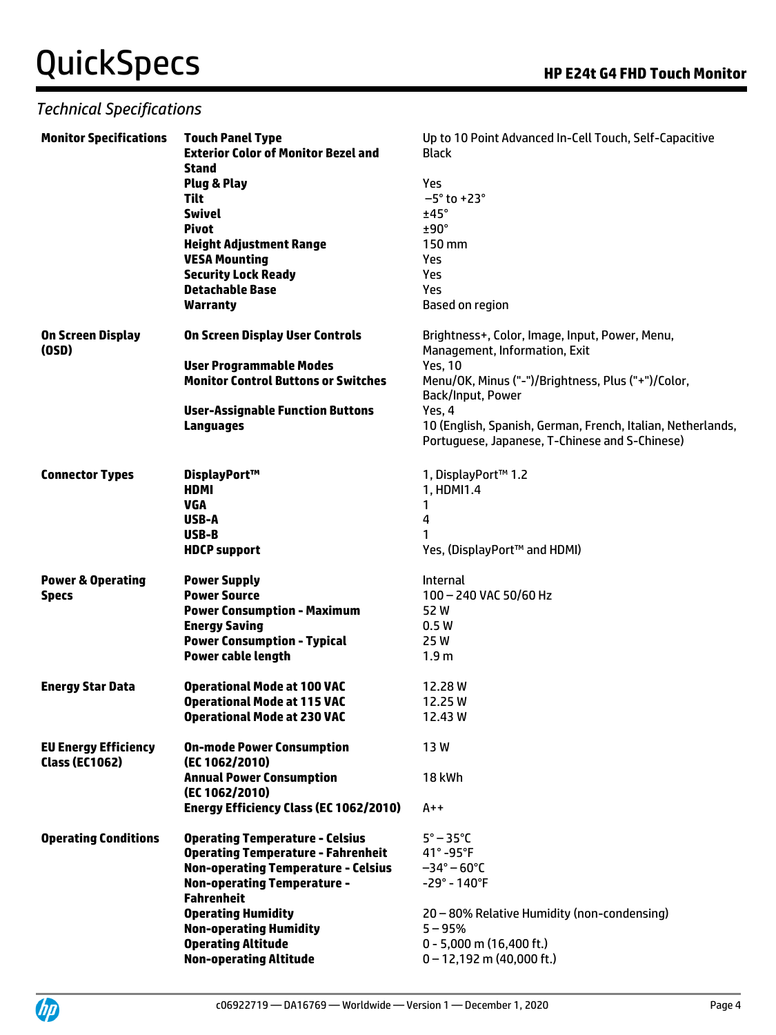## Technical Specifications

| | | |
|---|---|---|
| **Monitor Specifications** | **Touch Panel Type** | Up to 10 Point Advanced In-Cell Touch, Self-Capacitive |
| | **Exterior Color of Monitor Bezel and Stand** | Black |
| | **Plug & Play** | Yes |
| | **Tilt** | −5° to +23° |
| | **Swivel** | ±45° |
| | **Pivot** | ±90° |
| | **Height Adjustment Range** | 150 mm |
| | **VESA Mounting** | Yes |
| | **Security Lock Ready** | Yes |
| | **Detachable Base** | Yes |
| | **Warranty** | Based on region |
| **On Screen Display (OSD)** | **On Screen Display User Controls** | Brightness+, Color, Image, Input, Power, Menu, Management, Information, Exit |
| | **User Programmable Modes** | Yes, 10 |
| | **Monitor Control Buttons or Switches** | Menu/OK, Minus ("-")/Brightness, Plus ("+")/Color, Back/Input, Power |
| | **User-Assignable Function Buttons** | Yes, 4 |
| | **Languages** | 10 (English, Spanish, German, French, Italian, Netherlands, Portuguese, Japanese, T-Chinese and S-Chinese) |
| **Connector Types** | **DisplayPort™** | 1, DisplayPort™ 1.2 |
| | **HDMI** | 1, HDMI1.4 |
| | **VGA** | 1 |
| | **USB-A** | 4 |
| | **USB-B** | 1 |
| | **HDCP support** | Yes, (DisplayPort™ and HDMI) |
| **Power & Operating Specs** | **Power Supply** | Internal |
| | **Power Source** | 100 – 240 VAC 50/60 Hz |
| | **Power Consumption - Maximum** | 52 W |
| | **Energy Saving** | 0.5 W |
| | **Power Consumption - Typical** | 25 W |
| | **Power cable length** | 1.9 m |
| **Energy Star Data** | **Operational Mode at 100 VAC** | 12.28 W |
| | **Operational Mode at 115 VAC** | 12.25 W |
| | **Operational Mode at 230 VAC** | 12.43 W |
| **EU Energy Efficiency Class (EC1062)** | **On-mode Power Consumption (EC 1062/2010)** | 13 W |
| | **Annual Power Consumption (EC 1062/2010)** | 18 kWh |
| | **Energy Efficiency Class (EC 1062/2010)** | A++ |
| **Operating Conditions** | **Operating Temperature - Celsius** | 5° – 35°C |
| | **Operating Temperature - Fahrenheit** | 41° -95°F |
| | **Non-operating Temperature - Celsius** | −34° – 60°C |
| | **Non-operating Temperature - Fahrenheit** | -29° - 140°F |
| | **Operating Humidity** | 20 – 80% Relative Humidity (non-condensing) |
| | **Non-operating Humidity** | 5 – 95% |
| | **Operating Altitude** | 0 - 5,000 m (16,400 ft.) |
| | **Non-operating Altitude** | 0 – 12,192 m (40,000 ft.) |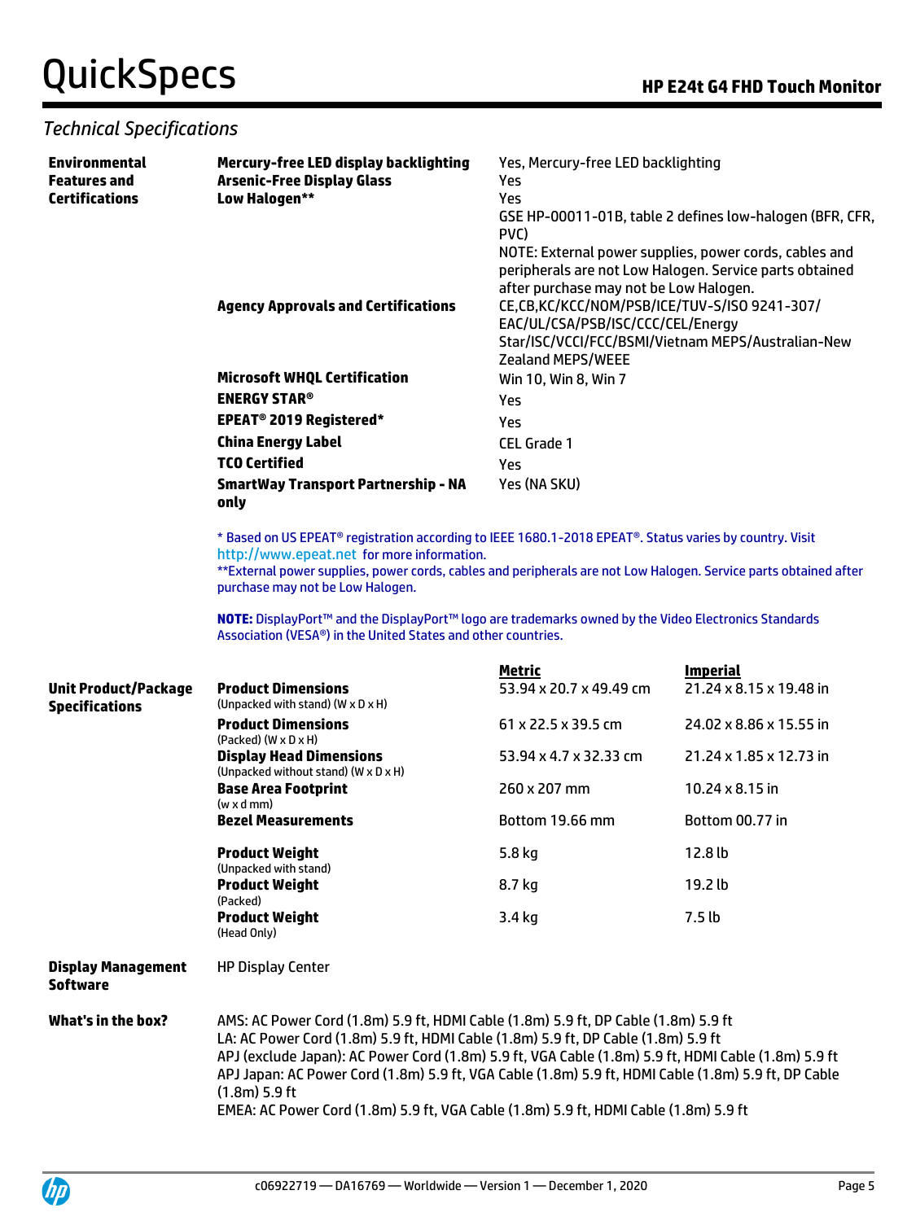## Technical Specifications

| | | |
|---|---|---|
| **Environmental Features and Certifications** | **Mercury-free LED display backlighting** | Yes, Mercury-free LED backlighting |
| | **Arsenic-Free Display Glass** | Yes |
| | **Low Halogen**** | Yes<br>GSE HP-00011-01B, table 2 defines low-halogen (BFR, CFR, PVC)<br>NOTE: External power supplies, power cords, cables and peripherals are not Low Halogen. Service parts obtained after purchase may not be Low Halogen. |
| | **Agency Approvals and Certifications** | CE,CB,KC/KCC/NOM/PSB/ICE/TUV-S/ISO 9241-307/ EAC/UL/CSA/PSB/ISC/CCC/CEL/Energy Star/ISC/VCCI/FCC/BSMI/Vietnam MEPS/Australian-New Zealand MEPS/WEEE |
| | **Microsoft WHQL Certification** | Win 10, Win 8, Win 7 |
| | **ENERGY STAR®** | Yes |
| | **EPEAT® 2019 Registered*** | Yes |
| | **China Energy Label** | CEL Grade 1 |
| | **TCO Certified** | Yes |
| | **SmartWay Transport Partnership - NA only** | Yes (NA SKU) |

* Based on US EPEAT® registration according to IEEE 1680.1-2018 EPEAT®. Status varies by country. Visit http://www.epeat.net for more information.
**External power supplies, power cords, cables and peripherals are not Low Halogen. Service parts obtained after purchase may not be Low Halogen.

**NOTE:** DisplayPort™ and the DisplayPort™ logo are trademarks owned by the Video Electronics Standards Association (VESA®) in the United States and other countries.

| | | Metric | Imperial |
|---|---|---|---|
| **Unit Product/Package Specifications** | **Product Dimensions** (Unpacked with stand) (W x D x H) | 53.94 x 20.7 x 49.49 cm | 21.24 x 8.15 x 19.48 in |
| | **Product Dimensions** (Packed) (W x D x H) | 61 x 22.5 x 39.5 cm | 24.02 x 8.86 x 15.55 in |
| | **Display Head Dimensions** (Unpacked without stand) (W x D x H) | 53.94 x 4.7 x 32.33 cm | 21.24 x 1.85 x 12.73 in |
| | **Base Area Footprint** (w x d mm) | 260 x 207 mm | 10.24 x 8.15 in |
| | **Bezel Measurements** | Bottom 19.66 mm | Bottom 00.77 in |
| | **Product Weight** (Unpacked with stand) | 5.8 kg | 12.8 lb |
| | **Product Weight** (Packed) | 8.7 kg | 19.2 lb |
| | **Product Weight** (Head Only) | 3.4 kg | 7.5 lb |

| | |
|---|---|
| **Display Management Software** | HP Display Center |
| **What's in the box?** | AMS: AC Power Cord (1.8m) 5.9 ft, HDMI Cable (1.8m) 5.9 ft, DP Cable (1.8m) 5.9 ft<br>LA: AC Power Cord (1.8m) 5.9 ft, HDMI Cable (1.8m) 5.9 ft, DP Cable (1.8m) 5.9 ft<br>APJ (exclude Japan): AC Power Cord (1.8m) 5.9 ft, VGA Cable (1.8m) 5.9 ft, HDMI Cable (1.8m) 5.9 ft<br>APJ Japan: AC Power Cord (1.8m) 5.9 ft, VGA Cable (1.8m) 5.9 ft, HDMI Cable (1.8m) 5.9 ft, DP Cable (1.8m) 5.9 ft<br>EMEA: AC Power Cord (1.8m) 5.9 ft, VGA Cable (1.8m) 5.9 ft, HDMI Cable (1.8m) 5.9 ft |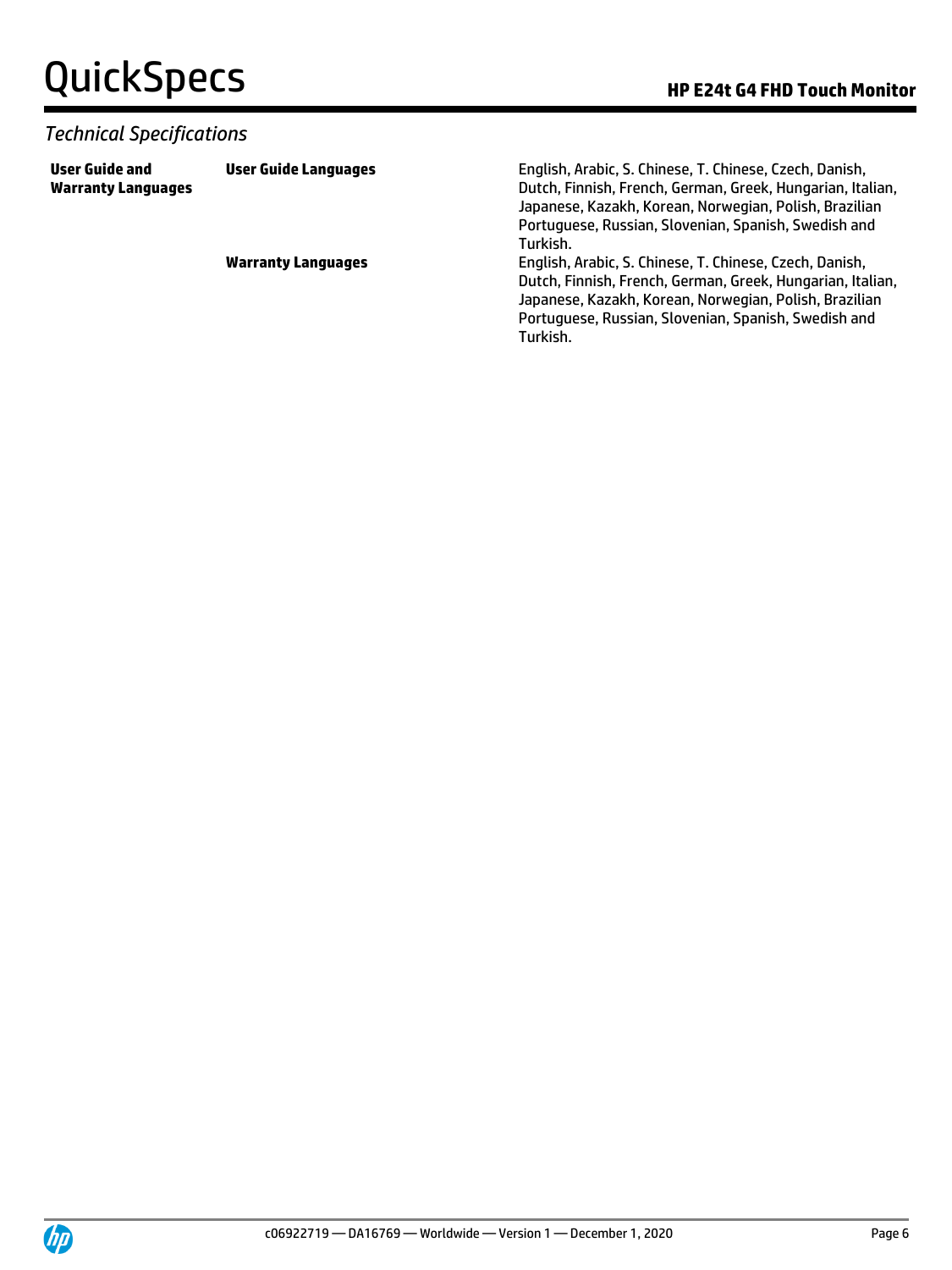*Technical Specifications*

| | | |
|---|---|---|
| **User Guide and Warranty Languages** | **User Guide Languages** | English, Arabic, S. Chinese, T. Chinese, Czech, Danish, Dutch, Finnish, French, German, Greek, Hungarian, Italian, Japanese, Kazakh, Korean, Norwegian, Polish, Brazilian Portuguese, Russian, Slovenian, Spanish, Swedish and Turkish. |
| | **Warranty Languages** | English, Arabic, S. Chinese, T. Chinese, Czech, Danish, Dutch, Finnish, French, German, Greek, Hungarian, Italian, Japanese, Kazakh, Korean, Norwegian, Polish, Brazilian Portuguese, Russian, Slovenian, Spanish, Swedish and Turkish. |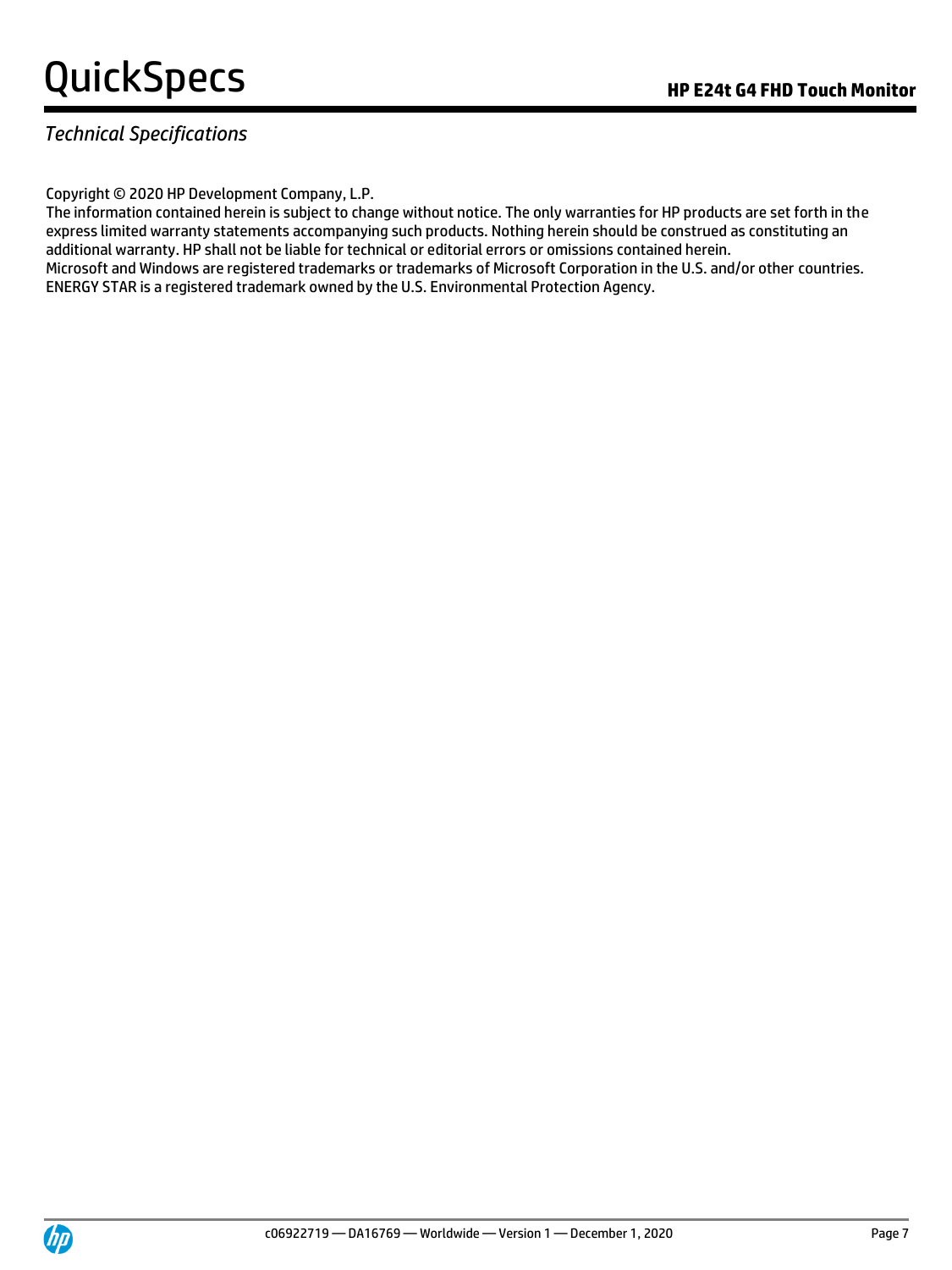*Technical Specifications*

Copyright © 2020 HP Development Company, L.P.
The information contained herein is subject to change without notice. The only warranties for HP products are set forth in the express limited warranty statements accompanying such products. Nothing herein should be construed as constituting an additional warranty. HP shall not be liable for technical or editorial errors or omissions contained herein.
Microsoft and Windows are registered trademarks or trademarks of Microsoft Corporation in the U.S. and/or other countries.
ENERGY STAR is a registered trademark owned by the U.S. Environmental Protection Agency.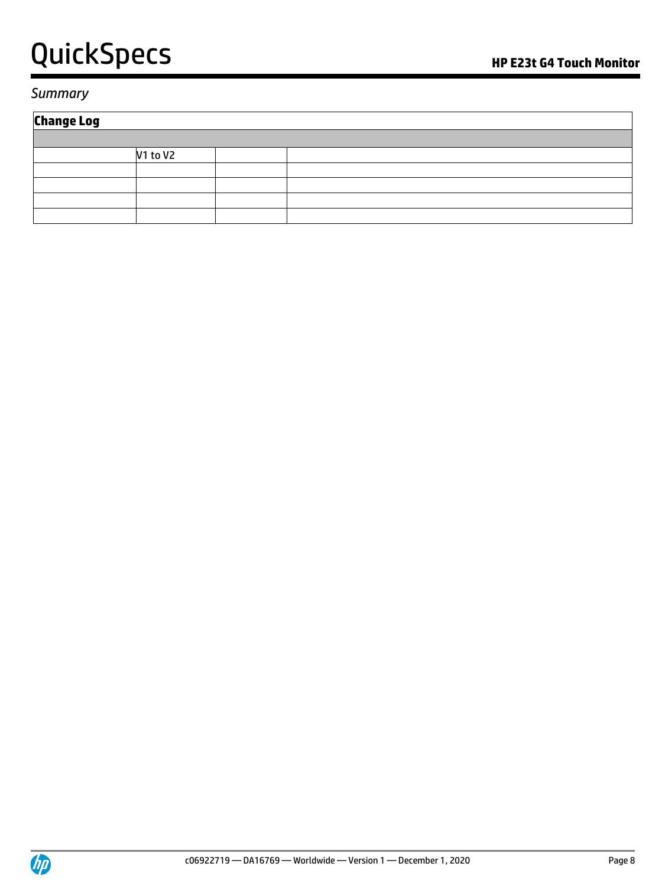*Summary*

| Change Log | | | |
|---|---|---|---|
| | | | |
| | V1 to V2 | | |
| | | | |
| | | | |
| | | | |
| | | | |